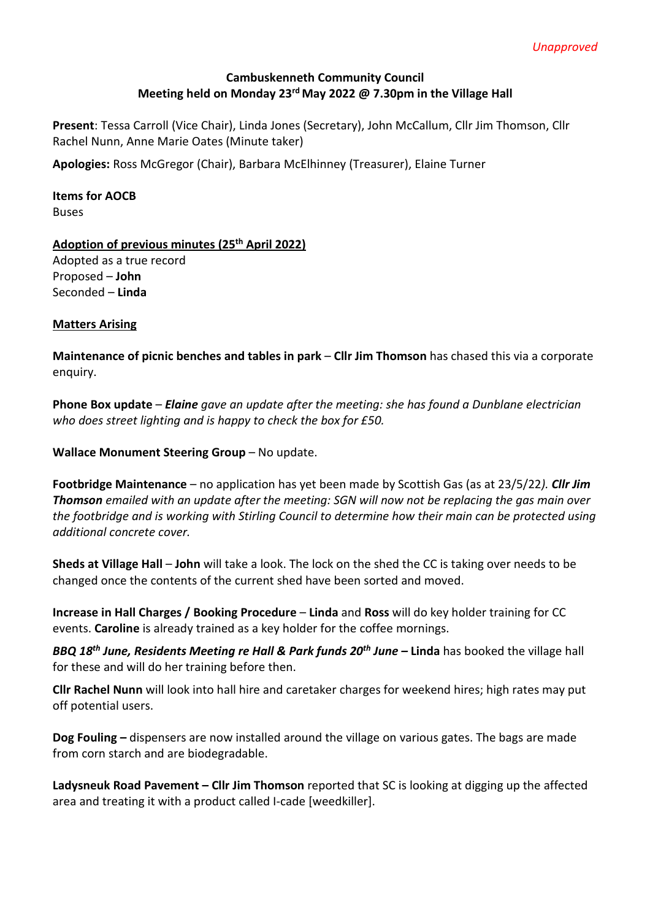*Unapproved*

**Cambuskenneth Community Council**
**Meeting held on Monday 23rd May 2022 @ 7.30pm in the Village Hall**

**Present**: Tessa Carroll (Vice Chair), Linda Jones (Secretary), John McCallum, Cllr Jim Thomson, Cllr Rachel Nunn, Anne Marie Oates (Minute taker)

**Apologies:** Ross McGregor (Chair), Barbara McElhinney (Treasurer), Elaine Turner

**Items for AOCB**
Buses

**Adoption of previous minutes (25th April 2022)**
Adopted as a true record
Proposed – **John**
Seconded – **Linda**

**Matters Arising**

**Maintenance of picnic benches and tables in park** – **Cllr Jim Thomson** has chased this via a corporate enquiry.

**Phone Box update** – ***Elaine*** *gave an update after the meeting: she has found a Dunblane electrician who does street lighting and is happy to check the box for £50.*

**Wallace Monument Steering Group** – No update.

**Footbridge Maintenance** – no application has yet been made by Scottish Gas (as at 23/5/22*).* ***Cllr Jim Thomson*** *emailed with an update after the meeting: SGN will now not be replacing the gas main over the footbridge and is working with Stirling Council to determine how their main can be protected using additional concrete cover.*

**Sheds at Village Hall** – **John** will take a look. The lock on the shed the CC is taking over needs to be changed once the contents of the current shed have been sorted and moved.

**Increase in Hall Charges / Booking Procedure** – **Linda** and **Ross** will do key holder training for CC events. **Caroline** is already trained as a key holder for the coffee mornings.

***BBQ 18th June, Residents Meeting re Hall & Park funds 20th June* – Linda** has booked the village hall for these and will do her training before then.

**Cllr Rachel Nunn** will look into hall hire and caretaker charges for weekend hires; high rates may put off potential users.

**Dog Fouling –** dispensers are now installed around the village on various gates. The bags are made from corn starch and are biodegradable.

**Ladysneuk Road Pavement – Cllr Jim Thomson** reported that SC is looking at digging up the affected area and treating it with a product called I-cade [weedkiller].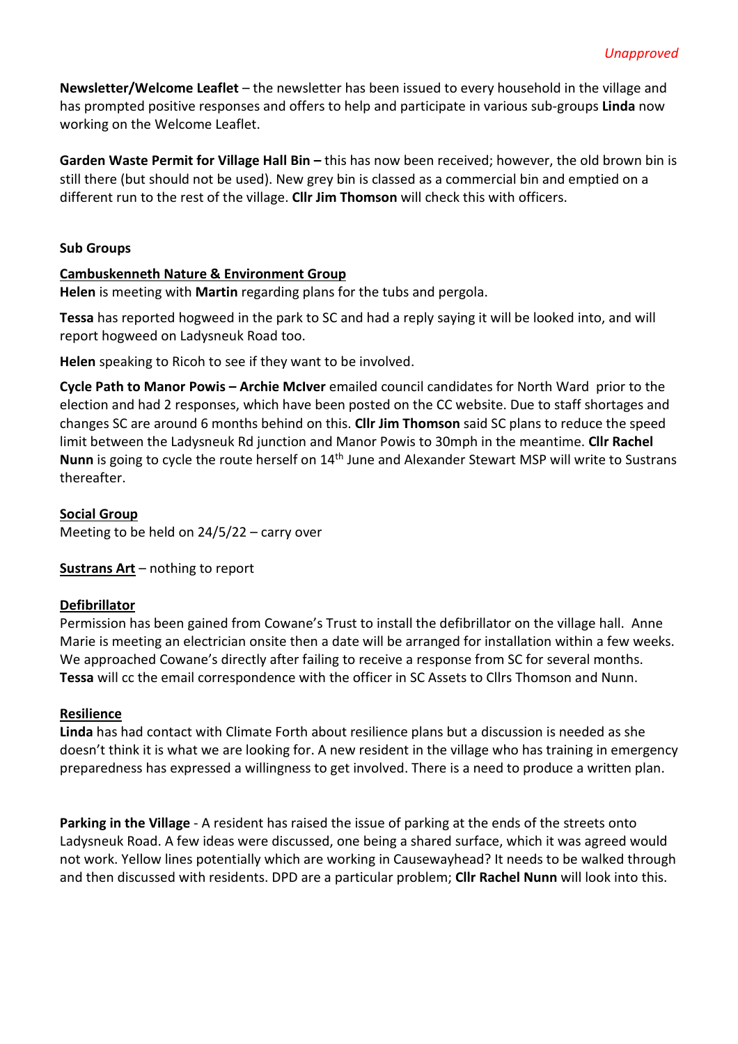*Unapproved*

**Newsletter/Welcome Leaflet** – the newsletter has been issued to every household in the village and has prompted positive responses and offers to help and participate in various sub-groups **Linda** now working on the Welcome Leaflet.

**Garden Waste Permit for Village Hall Bin –** this has now been received; however, the old brown bin is still there (but should not be used). New grey bin is classed as a commercial bin and emptied on a different run to the rest of the village. **Cllr Jim Thomson** will check this with officers.

**Sub Groups**

**Cambuskenneth Nature & Environment Group**

**Helen** is meeting with **Martin** regarding plans for the tubs and pergola.

**Tessa** has reported hogweed in the park to SC and had a reply saying it will be looked into, and will report hogweed on Ladysneuk Road too.

**Helen** speaking to Ricoh to see if they want to be involved.

**Cycle Path to Manor Powis – Archie McIver** emailed council candidates for North Ward prior to the election and had 2 responses, which have been posted on the CC website. Due to staff shortages and changes SC are around 6 months behind on this. **Cllr Jim Thomson** said SC plans to reduce the speed limit between the Ladysneuk Rd junction and Manor Powis to 30mph in the meantime. **Cllr Rachel Nunn** is going to cycle the route herself on 14th June and Alexander Stewart MSP will write to Sustrans thereafter.

**Social Group**

Meeting to be held on 24/5/22 – carry over

**Sustrans Art** – nothing to report

**Defibrillator**

Permission has been gained from Cowane's Trust to install the defibrillator on the village hall. Anne Marie is meeting an electrician onsite then a date will be arranged for installation within a few weeks. We approached Cowane's directly after failing to receive a response from SC for several months. **Tessa** will cc the email correspondence with the officer in SC Assets to Cllrs Thomson and Nunn.

**Resilience**

**Linda** has had contact with Climate Forth about resilience plans but a discussion is needed as she doesn't think it is what we are looking for. A new resident in the village who has training in emergency preparedness has expressed a willingness to get involved. There is a need to produce a written plan.

**Parking in the Village** - A resident has raised the issue of parking at the ends of the streets onto Ladysneuk Road. A few ideas were discussed, one being a shared surface, which it was agreed would not work. Yellow lines potentially which are working in Causewayhead? It needs to be walked through and then discussed with residents. DPD are a particular problem; **Cllr Rachel Nunn** will look into this.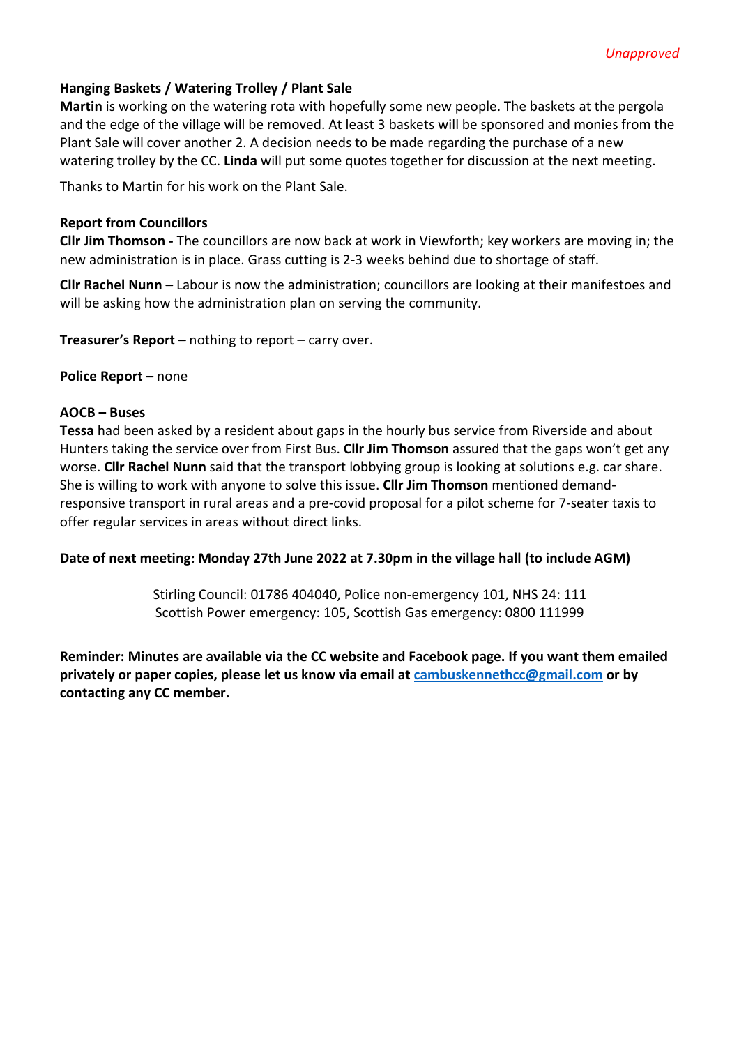*Unapproved*

**Hanging Baskets / Watering Trolley / Plant Sale**
**Martin** is working on the watering rota with hopefully some new people. The baskets at the pergola and the edge of the village will be removed. At least 3 baskets will be sponsored and monies from the Plant Sale will cover another 2. A decision needs to be made regarding the purchase of a new watering trolley by the CC. **Linda** will put some quotes together for discussion at the next meeting.

Thanks to Martin for his work on the Plant Sale.

**Report from Councillors**
**Cllr Jim Thomson -** The councillors are now back at work in Viewforth; key workers are moving in; the new administration is in place. Grass cutting is 2-3 weeks behind due to shortage of staff.

**Cllr Rachel Nunn –** Labour is now the administration; councillors are looking at their manifestoes and will be asking how the administration plan on serving the community.

**Treasurer's Report –** nothing to report – carry over.

**Police Report –** none

**AOCB – Buses**
**Tessa** had been asked by a resident about gaps in the hourly bus service from Riverside and about Hunters taking the service over from First Bus. **Cllr Jim Thomson** assured that the gaps won't get any worse. **Cllr Rachel Nunn** said that the transport lobbying group is looking at solutions e.g. car share. She is willing to work with anyone to solve this issue. **Cllr Jim Thomson** mentioned demand-responsive transport in rural areas and a pre-covid proposal for a pilot scheme for 7-seater taxis to offer regular services in areas without direct links.

**Date of next meeting: Monday 27th June 2022 at 7.30pm in the village hall (to include AGM)**

Stirling Council: 01786 404040, Police non-emergency 101, NHS 24: 111
Scottish Power emergency: 105, Scottish Gas emergency: 0800 111999

**Reminder: Minutes are available via the CC website and Facebook page. If you want them emailed privately or paper copies, please let us know via email at cambuskennethcc@gmail.com or by contacting any CC member.**